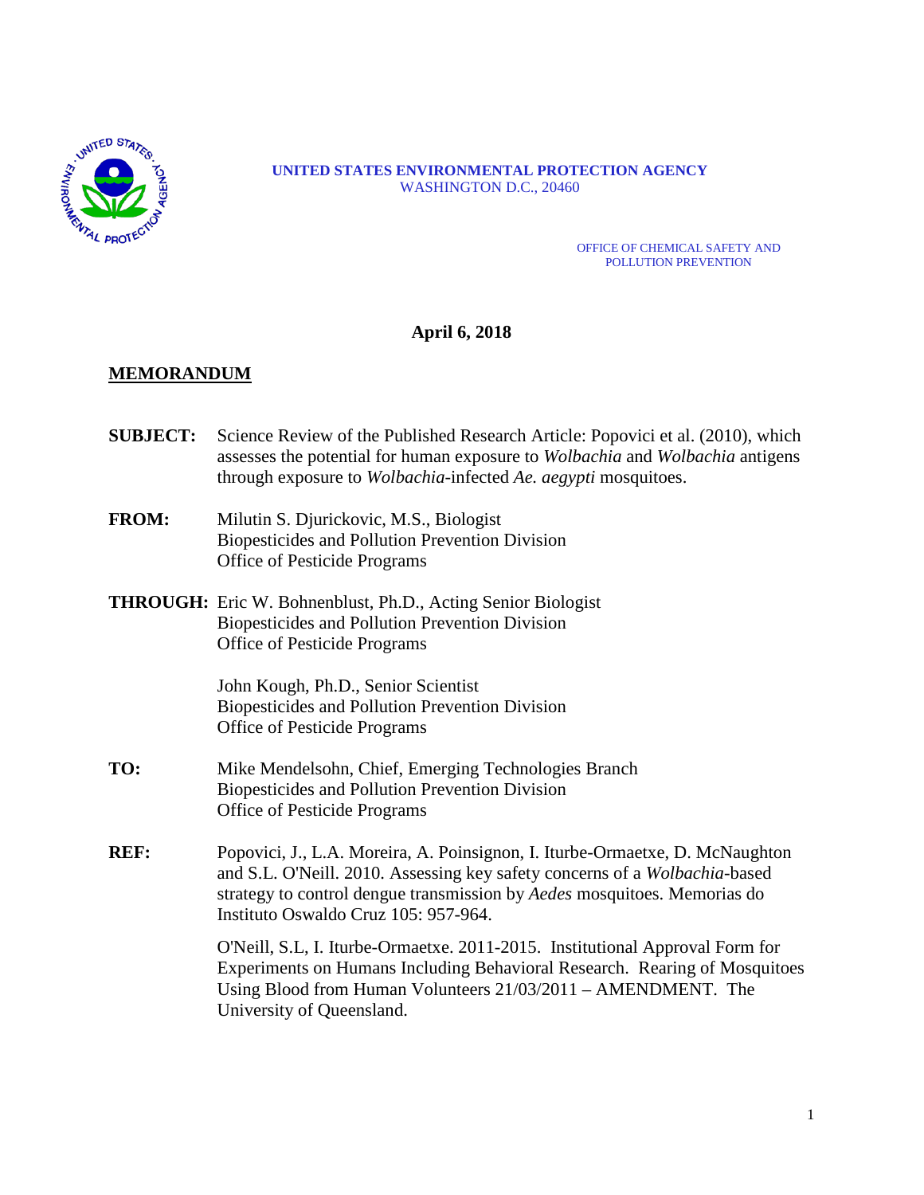**UNITED STATES ENVIRONMENTAL PROTECTION AGENCY**
WASHINGTON D.C., 20460

OFFICE OF CHEMICAL SAFETY AND
POLLUTION PREVENTION

**April 6, 2018**

**MEMORANDUM**

**SUBJECT:** Science Review of the Published Research Article: Popovici et al. (2010), which assesses the potential for human exposure to *Wolbachia* and *Wolbachia* antigens through exposure to *Wolbachia*-infected *Ae. aegypti* mosquitoes.

**FROM:** Milutin S. Djurickovic, M.S., Biologist
Biopesticides and Pollution Prevention Division
Office of Pesticide Programs

**THROUGH:** Eric W. Bohnenblust, Ph.D., Acting Senior Biologist
Biopesticides and Pollution Prevention Division
Office of Pesticide Programs

John Kough, Ph.D., Senior Scientist
Biopesticides and Pollution Prevention Division
Office of Pesticide Programs

**TO:** Mike Mendelsohn, Chief, Emerging Technologies Branch
Biopesticides and Pollution Prevention Division
Office of Pesticide Programs

**REF:** Popovici, J., L.A. Moreira, A. Poinsignon, I. Iturbe-Ormaetxe, D. McNaughton and S.L. O'Neill. 2010. Assessing key safety concerns of a *Wolbachia*-based strategy to control dengue transmission by *Aedes* mosquitoes. Memorias do Instituto Oswaldo Cruz 105: 957-964.

O'Neill, S.L, I. Iturbe-Ormaetxe. 2011-2015. Institutional Approval Form for Experiments on Humans Including Behavioral Research. Rearing of Mosquitoes Using Blood from Human Volunteers 21/03/2011 – AMENDMENT. The University of Queensland.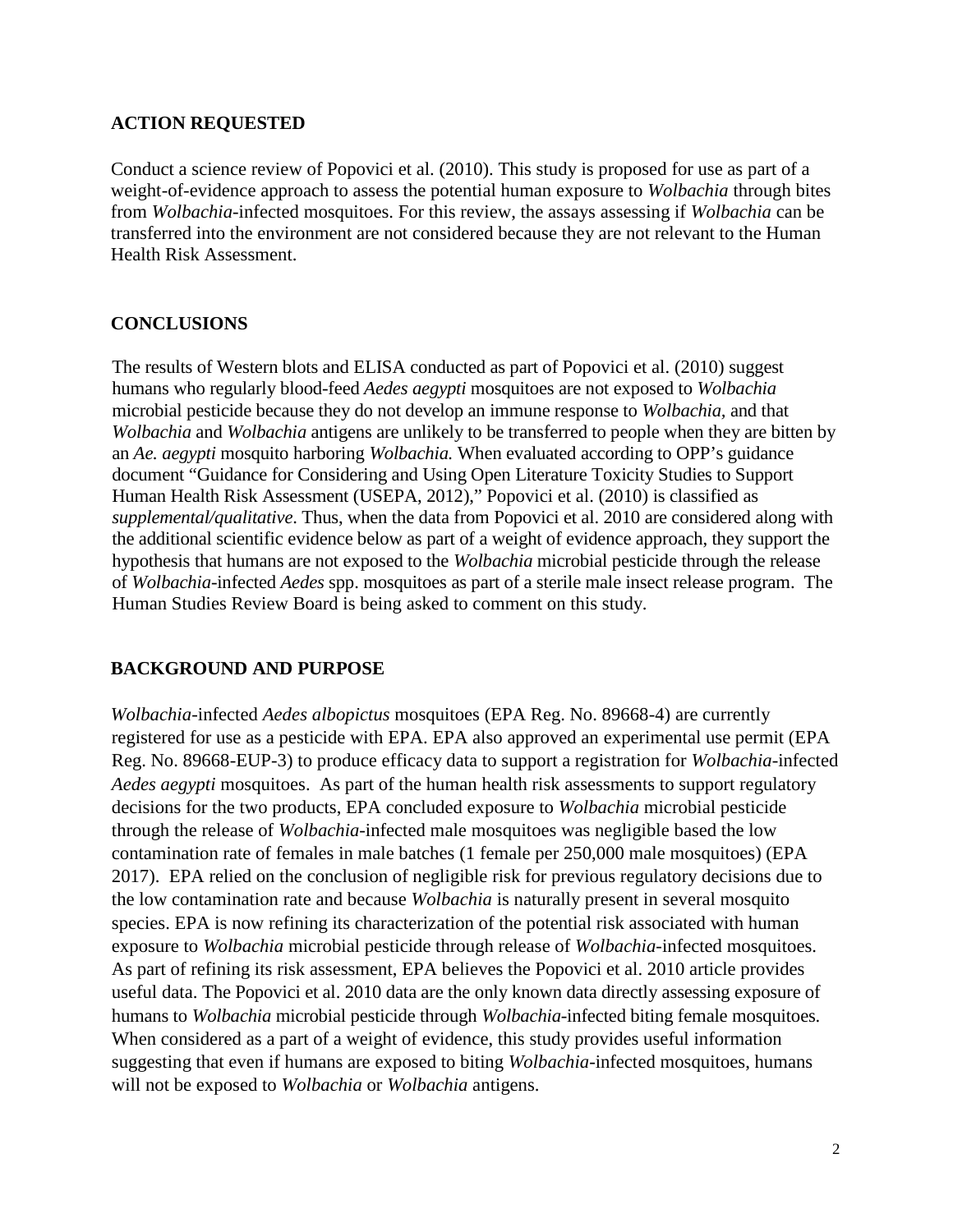## ACTION REQUESTED

Conduct a science review of Popovici et al. (2010). This study is proposed for use as part of a weight-of-evidence approach to assess the potential human exposure to *Wolbachia* through bites from *Wolbachia*-infected mosquitoes. For this review, the assays assessing if *Wolbachia* can be transferred into the environment are not considered because they are not relevant to the Human Health Risk Assessment.

## CONCLUSIONS

The results of Western blots and ELISA conducted as part of Popovici et al. (2010) suggest humans who regularly blood-feed *Aedes aegypti* mosquitoes are not exposed to *Wolbachia* microbial pesticide because they do not develop an immune response to *Wolbachia*, and that *Wolbachia* and *Wolbachia* antigens are unlikely to be transferred to people when they are bitten by an *Ae. aegypti* mosquito harboring *Wolbachia.* When evaluated according to OPP's guidance document "Guidance for Considering and Using Open Literature Toxicity Studies to Support Human Health Risk Assessment (USEPA, 2012)," Popovici et al. (2010) is classified as *supplemental/qualitative*. Thus, when the data from Popovici et al. 2010 are considered along with the additional scientific evidence below as part of a weight of evidence approach, they support the hypothesis that humans are not exposed to the *Wolbachia* microbial pesticide through the release of *Wolbachia*-infected *Aedes* spp. mosquitoes as part of a sterile male insect release program. The Human Studies Review Board is being asked to comment on this study.

## BACKGROUND AND PURPOSE

*Wolbachia*-infected *Aedes albopictus* mosquitoes (EPA Reg. No. 89668-4) are currently registered for use as a pesticide with EPA. EPA also approved an experimental use permit (EPA Reg. No. 89668-EUP-3) to produce efficacy data to support a registration for *Wolbachia*-infected *Aedes aegypti* mosquitoes. As part of the human health risk assessments to support regulatory decisions for the two products, EPA concluded exposure to *Wolbachia* microbial pesticide through the release of *Wolbachia*-infected male mosquitoes was negligible based the low contamination rate of females in male batches (1 female per 250,000 male mosquitoes) (EPA 2017). EPA relied on the conclusion of negligible risk for previous regulatory decisions due to the low contamination rate and because *Wolbachia* is naturally present in several mosquito species. EPA is now refining its characterization of the potential risk associated with human exposure to *Wolbachia* microbial pesticide through release of *Wolbachia*-infected mosquitoes. As part of refining its risk assessment, EPA believes the Popovici et al. 2010 article provides useful data. The Popovici et al. 2010 data are the only known data directly assessing exposure of humans to *Wolbachia* microbial pesticide through *Wolbachia*-infected biting female mosquitoes. When considered as a part of a weight of evidence, this study provides useful information suggesting that even if humans are exposed to biting *Wolbachia*-infected mosquitoes, humans will not be exposed to *Wolbachia* or *Wolbachia* antigens.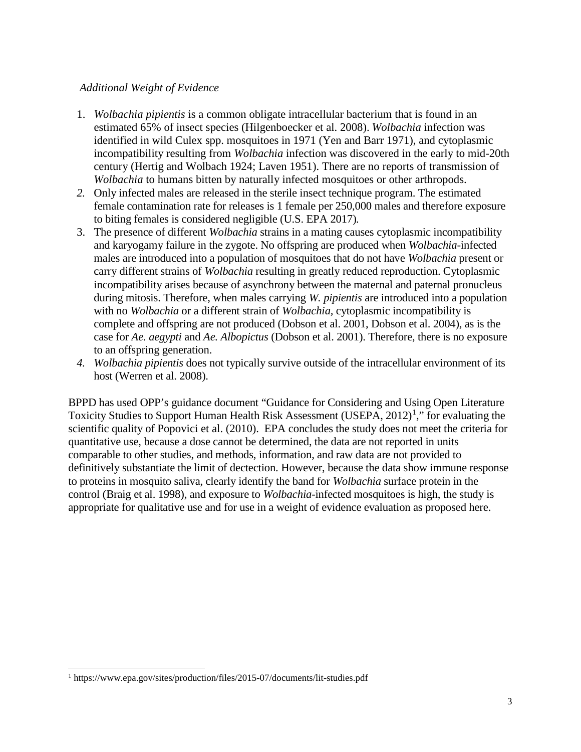*Additional Weight of Evidence*

1. *Wolbachia pipientis* is a common obligate intracellular bacterium that is found in an estimated 65% of insect species (Hilgenboecker et al. 2008). *Wolbachia* infection was identified in wild Culex spp. mosquitoes in 1971 (Yen and Barr 1971), and cytoplasmic incompatibility resulting from *Wolbachia* infection was discovered in the early to mid-20th century (Hertig and Wolbach 1924; Laven 1951). There are no reports of transmission of *Wolbachia* to humans bitten by naturally infected mosquitoes or other arthropods.
2. Only infected males are released in the sterile insect technique program. The estimated female contamination rate for releases is 1 female per 250,000 males and therefore exposure to biting females is considered negligible (U.S. EPA 2017).
3. The presence of different *Wolbachia* strains in a mating causes cytoplasmic incompatibility and karyogamy failure in the zygote. No offspring are produced when *Wolbachia*-infected males are introduced into a population of mosquitoes that do not have *Wolbachia* present or carry different strains of *Wolbachia* resulting in greatly reduced reproduction. Cytoplasmic incompatibility arises because of asynchrony between the maternal and paternal pronucleus during mitosis. Therefore, when males carrying *W. pipientis* are introduced into a population with no *Wolbachia* or a different strain of *Wolbachia*, cytoplasmic incompatibility is complete and offspring are not produced (Dobson et al. 2001, Dobson et al. 2004), as is the case for *Ae. aegypti* and *Ae. Albopictus* (Dobson et al. 2001). Therefore, there is no exposure to an offspring generation.
4. *Wolbachia pipientis* does not typically survive outside of the intracellular environment of its host (Werren et al. 2008).

BPPD has used OPP's guidance document "Guidance for Considering and Using Open Literature Toxicity Studies to Support Human Health Risk Assessment (USEPA, 2012)[1]," for evaluating the scientific quality of Popovici et al. (2010). EPA concludes the study does not meet the criteria for quantitative use, because a dose cannot be determined, the data are not reported in units comparable to other studies, and methods, information, and raw data are not provided to definitively substantiate the limit of dectection. However, because the data show immune response to proteins in mosquito saliva, clearly identify the band for *Wolbachia* surface protein in the control (Braig et al. 1998), and exposure to *Wolbachia*-infected mosquitoes is high, the study is appropriate for qualitative use and for use in a weight of evidence evaluation as proposed here.

[1] https://www.epa.gov/sites/production/files/2015-07/documents/lit-studies.pdf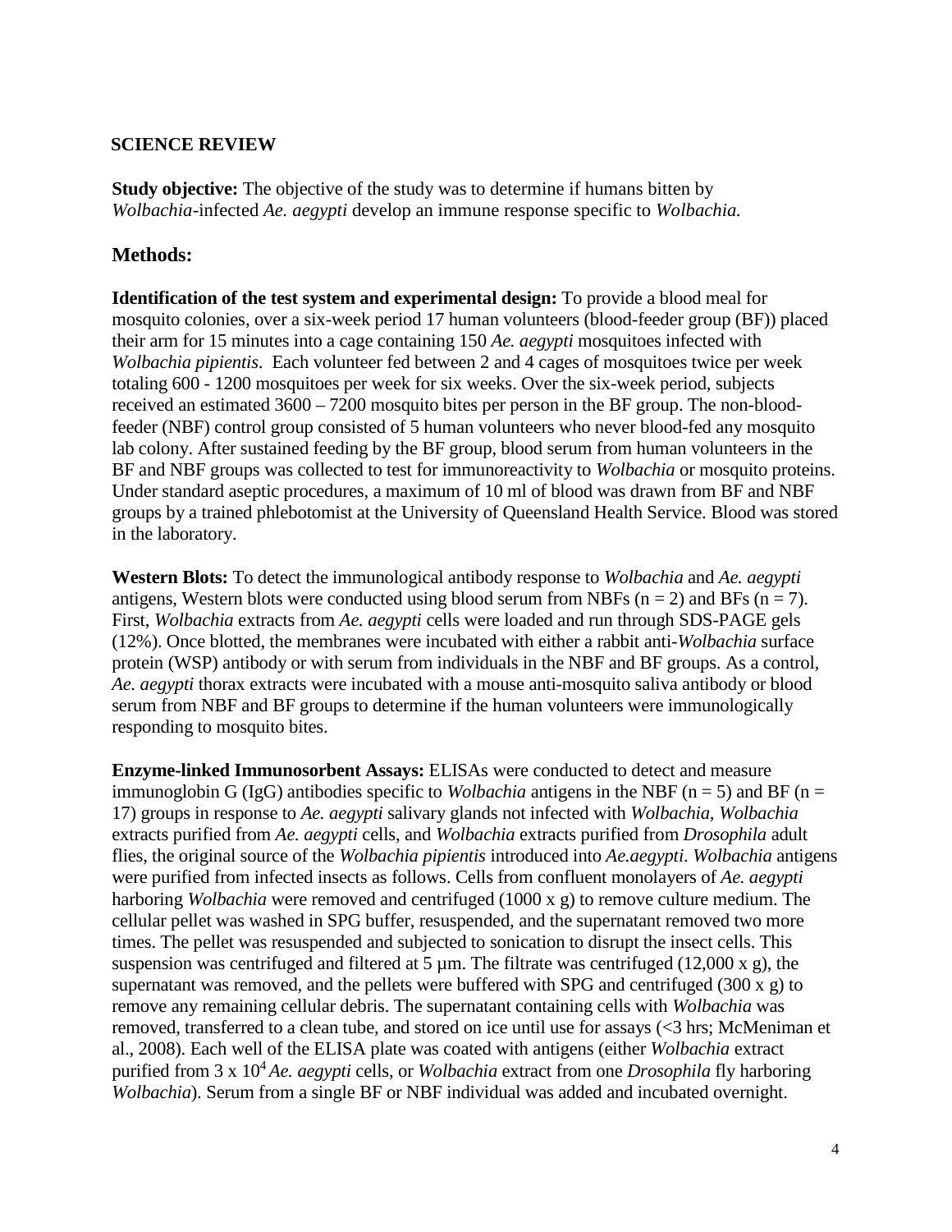**SCIENCE REVIEW**

**Study objective:** The objective of the study was to determine if humans bitten by *Wolbachia*-infected *Ae. aegypti* develop an immune response specific to *Wolbachia.*

## Methods:

**Identification of the test system and experimental design:** To provide a blood meal for mosquito colonies, over a six-week period 17 human volunteers (blood-feeder group (BF)) placed their arm for 15 minutes into a cage containing 150 *Ae. aegypti* mosquitoes infected with *Wolbachia pipientis*. Each volunteer fed between 2 and 4 cages of mosquitoes twice per week totaling 600 - 1200 mosquitoes per week for six weeks. Over the six-week period, subjects received an estimated 3600 – 7200 mosquito bites per person in the BF group. The non-blood-feeder (NBF) control group consisted of 5 human volunteers who never blood-fed any mosquito lab colony. After sustained feeding by the BF group, blood serum from human volunteers in the BF and NBF groups was collected to test for immunoreactivity to *Wolbachia* or mosquito proteins. Under standard aseptic procedures, a maximum of 10 ml of blood was drawn from BF and NBF groups by a trained phlebotomist at the University of Queensland Health Service. Blood was stored in the laboratory.

**Western Blots:** To detect the immunological antibody response to *Wolbachia* and *Ae. aegypti* antigens, Western blots were conducted using blood serum from NBFs ($n = 2$) and BFs ($n = 7$). First, *Wolbachia* extracts from *Ae. aegypti* cells were loaded and run through SDS-PAGE gels (12%). Once blotted, the membranes were incubated with either a rabbit anti-*Wolbachia* surface protein (WSP) antibody or with serum from individuals in the NBF and BF groups. As a control, *Ae. aegypti* thorax extracts were incubated with a mouse anti-mosquito saliva antibody or blood serum from NBF and BF groups to determine if the human volunteers were immunologically responding to mosquito bites.

**Enzyme-linked Immunosorbent Assays:** ELISAs were conducted to detect and measure immunoglobin G (IgG) antibodies specific to *Wolbachia* antigens in the NBF ($n = 5$) and BF ($n = 17$) groups in response to *Ae. aegypti* salivary glands not infected with *Wolbachia*, *Wolbachia* extracts purified from *Ae. aegypti* cells, and *Wolbachia* extracts purified from *Drosophila* adult flies, the original source of the *Wolbachia pipientis* introduced into *Ae.aegypti*. *Wolbachia* antigens were purified from infected insects as follows. Cells from confluent monolayers of *Ae. aegypti* harboring *Wolbachia* were removed and centrifuged (1000 x g) to remove culture medium. The cellular pellet was washed in SPG buffer, resuspended, and the supernatant removed two more times. The pellet was resuspended and subjected to sonication to disrupt the insect cells. This suspension was centrifuged and filtered at 5 µm. The filtrate was centrifuged (12,000 x g), the supernatant was removed, and the pellets were buffered with SPG and centrifuged (300 x g) to remove any remaining cellular debris. The supernatant containing cells with *Wolbachia* was removed, transferred to a clean tube, and stored on ice until use for assays (<3 hrs; McMeniman et al., 2008). Each well of the ELISA plate was coated with antigens (either *Wolbachia* extract purified from $3 \times 10^4$ *Ae. aegypti* cells, or *Wolbachia* extract from one *Drosophila* fly harboring *Wolbachia*). Serum from a single BF or NBF individual was added and incubated overnight.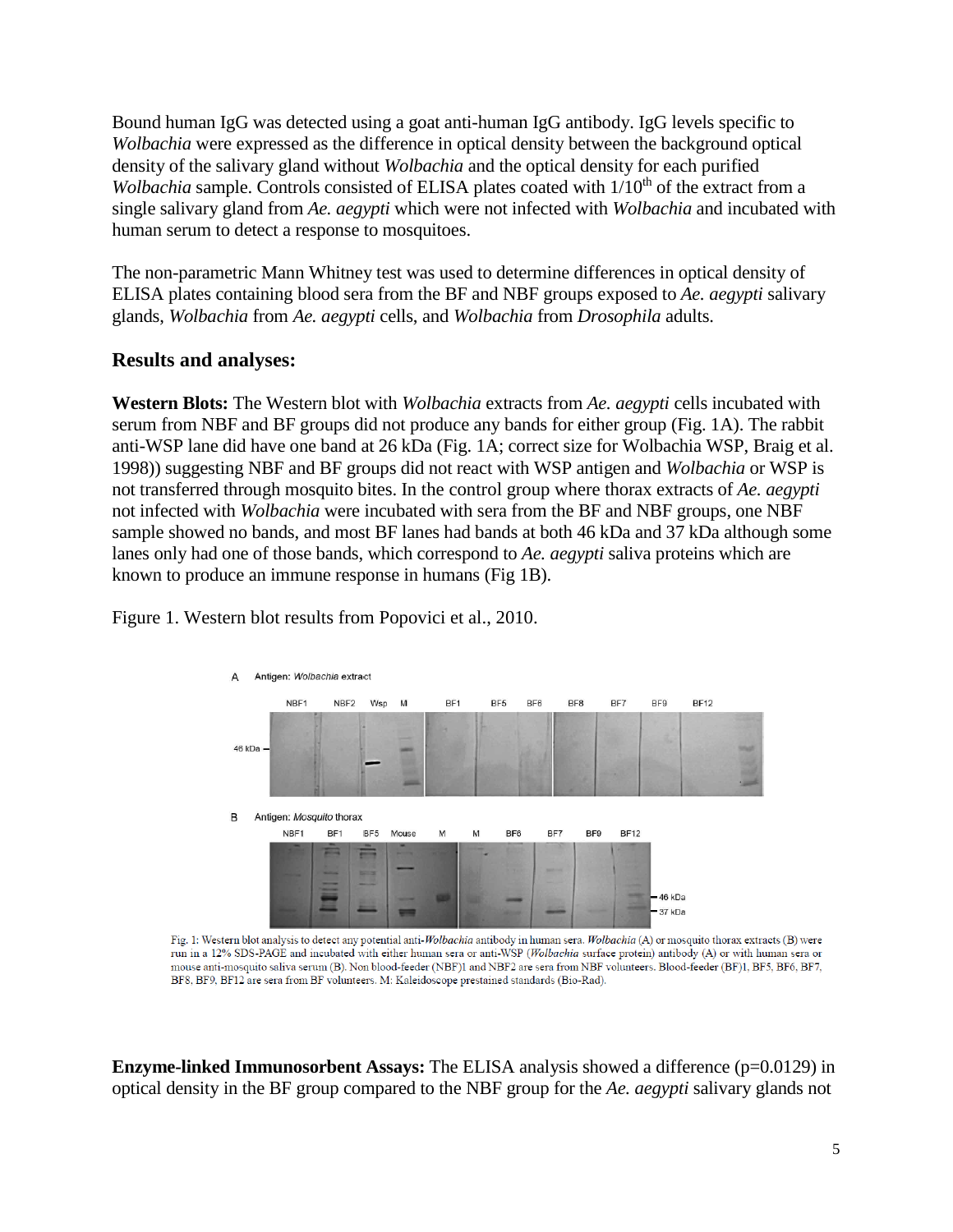Bound human IgG was detected using a goat anti-human IgG antibody. IgG levels specific to *Wolbachia* were expressed as the difference in optical density between the background optical density of the salivary gland without *Wolbachia* and the optical density for each purified *Wolbachia* sample. Controls consisted of ELISA plates coated with 1/10$^{th}$ of the extract from a single salivary gland from *Ae. aegypti* which were not infected with *Wolbachia* and incubated with human serum to detect a response to mosquitoes.

The non-parametric Mann Whitney test was used to determine differences in optical density of ELISA plates containing blood sera from the BF and NBF groups exposed to *Ae. aegypti* salivary glands, *Wolbachia* from *Ae. aegypti* cells, and *Wolbachia* from *Drosophila* adults.

## Results and analyses:

**Western Blots:** The Western blot with *Wolbachia* extracts from *Ae. aegypti* cells incubated with serum from NBF and BF groups did not produce any bands for either group (Fig. 1A). The rabbit anti-WSP lane did have one band at 26 kDa (Fig. 1A; correct size for Wolbachia WSP, Braig et al. 1998)) suggesting NBF and BF groups did not react with WSP antigen and *Wolbachia* or WSP is not transferred through mosquito bites. In the control group where thorax extracts of *Ae. aegypti* not infected with *Wolbachia* were incubated with sera from the BF and NBF groups, one NBF sample showed no bands, and most BF lanes had bands at both 46 kDa and 37 kDa although some lanes only had one of those bands, which correspond to *Ae. aegypti* saliva proteins which are known to produce an immune response in humans (Fig 1B).

Figure 1. Western blot results from Popovici et al., 2010.

Fig. 1: Western blot analysis to detect any potential anti-*Wolbachia* antibody in human sera. *Wolbachia* (A) or mosquito thorax extracts (B) were run in a 12% SDS-PAGE and incubated with either human sera or anti-WSP (*Wolbachia* surface protein) antibody (A) or with human sera or mouse anti-mosquito saliva serum (B). Non blood-feeder (NBF)1 and NBF2 are sera from NBF volunteers. Blood-feeder (BF)1, BF5, BF6, BF7, BF8, BF9, BF12 are sera from BF volunteers. M: Kaleidoscope prestained standards (Bio-Rad).

**Enzyme-linked Immunosorbent Assays:** The ELISA analysis showed a difference ($p=0.0129$) in optical density in the BF group compared to the NBF group for the *Ae. aegypti* salivary glands not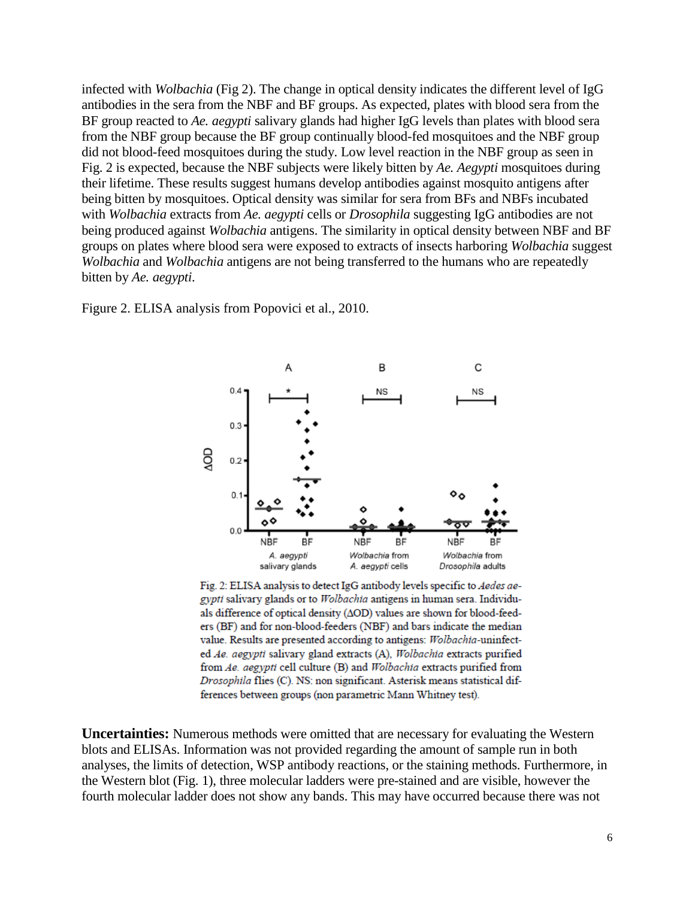infected with *Wolbachia* (Fig 2). The change in optical density indicates the different level of IgG antibodies in the sera from the NBF and BF groups. As expected, plates with blood sera from the BF group reacted to *Ae. aegypti* salivary glands had higher IgG levels than plates with blood sera from the NBF group because the BF group continually blood-fed mosquitoes and the NBF group did not blood-feed mosquitoes during the study. Low level reaction in the NBF group as seen in Fig. 2 is expected, because the NBF subjects were likely bitten by *Ae. Aegypti* mosquitoes during their lifetime. These results suggest humans develop antibodies against mosquito antigens after being bitten by mosquitoes. Optical density was similar for sera from BFs and NBFs incubated with *Wolbachia* extracts from *Ae. aegypti* cells or *Drosophila* suggesting IgG antibodies are not being produced against *Wolbachia* antigens. The similarity in optical density between NBF and BF groups on plates where blood sera were exposed to extracts of insects harboring *Wolbachia* suggest *Wolbachia* and *Wolbachia* antigens are not being transferred to the humans who are repeatedly bitten by *Ae. aegypti*.

Figure 2. ELISA analysis from Popovici et al., 2010.

Fig. 2: ELISA analysis to detect IgG antibody levels specific to *Aedes aegypti* salivary glands or to *Wolbachia* antigens in human sera. Individuals difference of optical density (ΔOD) values are shown for blood-feeders (BF) and for non-blood-feeders (NBF) and bars indicate the median value. Results are presented according to antigens: *Wolbachia*-uninfected *Ae. aegypti* salivary gland extracts (A), *Wolbachia* extracts purified from *Ae. aegypti* cell culture (B) and *Wolbachia* extracts purified from *Drosophila* flies (C). NS: non significant. Asterisk means statistical differences between groups (non parametric Mann Whitney test).

**Uncertainties:** Numerous methods were omitted that are necessary for evaluating the Western blots and ELISAs. Information was not provided regarding the amount of sample run in both analyses, the limits of detection, WSP antibody reactions, or the staining methods. Furthermore, in the Western blot (Fig. 1), three molecular ladders were pre-stained and are visible, however the fourth molecular ladder does not show any bands. This may have occurred because there was not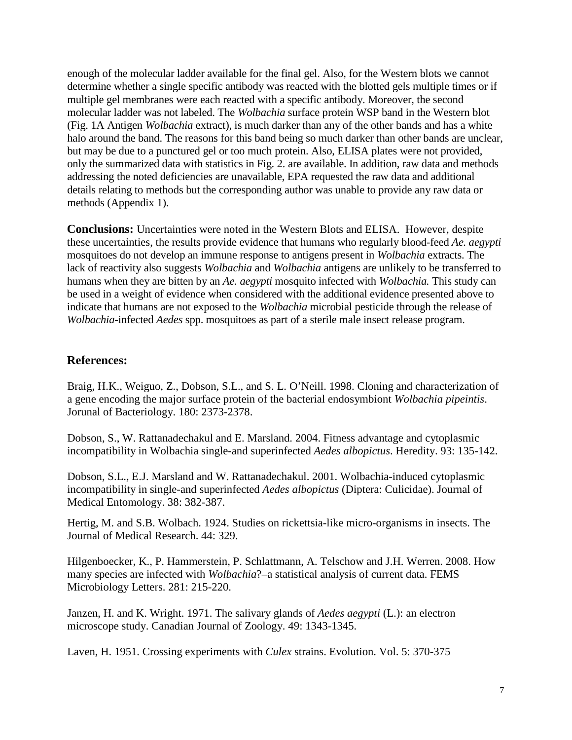enough of the molecular ladder available for the final gel. Also, for the Western blots we cannot determine whether a single specific antibody was reacted with the blotted gels multiple times or if multiple gel membranes were each reacted with a specific antibody. Moreover, the second molecular ladder was not labeled. The *Wolbachia* surface protein WSP band in the Western blot (Fig. 1A Antigen *Wolbachia* extract), is much darker than any of the other bands and has a white halo around the band. The reasons for this band being so much darker than other bands are unclear, but may be due to a punctured gel or too much protein. Also, ELISA plates were not provided, only the summarized data with statistics in Fig. 2. are available. In addition, raw data and methods addressing the noted deficiencies are unavailable, EPA requested the raw data and additional details relating to methods but the corresponding author was unable to provide any raw data or methods (Appendix 1).

**Conclusions:** Uncertainties were noted in the Western Blots and ELISA. However, despite these uncertainties, the results provide evidence that humans who regularly blood-feed *Ae. aegypti* mosquitoes do not develop an immune response to antigens present in *Wolbachia* extracts. The lack of reactivity also suggests *Wolbachia* and *Wolbachia* antigens are unlikely to be transferred to humans when they are bitten by an *Ae. aegypti* mosquito infected with *Wolbachia.* This study can be used in a weight of evidence when considered with the additional evidence presented above to indicate that humans are not exposed to the *Wolbachia* microbial pesticide through the release of *Wolbachia*-infected *Aedes* spp. mosquitoes as part of a sterile male insect release program.

## References:

Braig, H.K., Weiguo, Z., Dobson, S.L., and S. L. O'Neill. 1998. Cloning and characterization of a gene encoding the major surface protein of the bacterial endosymbiont *Wolbachia pipeintis*. Jorunal of Bacteriology. 180: 2373-2378.

Dobson, S., W. Rattanadechakul and E. Marsland. 2004. Fitness advantage and cytoplasmic incompatibility in Wolbachia single-and superinfected *Aedes albopictus*. Heredity. 93: 135-142.

Dobson, S.L., E.J. Marsland and W. Rattanadechakul. 2001. Wolbachia-induced cytoplasmic incompatibility in single-and superinfected *Aedes albopictus* (Diptera: Culicidae). Journal of Medical Entomology. 38: 382-387.

Hertig, M. and S.B. Wolbach. 1924. Studies on rickettsia-like micro-organisms in insects. The Journal of Medical Research. 44: 329.

Hilgenboecker, K., P. Hammerstein, P. Schlattmann, A. Telschow and J.H. Werren. 2008. How many species are infected with *Wolbachia*?–a statistical analysis of current data. FEMS Microbiology Letters. 281: 215-220.

Janzen, H. and K. Wright. 1971. The salivary glands of *Aedes aegypti* (L.): an electron microscope study. Canadian Journal of Zoology. 49: 1343-1345.

Laven, H. 1951. Crossing experiments with *Culex* strains. Evolution. Vol. 5: 370-375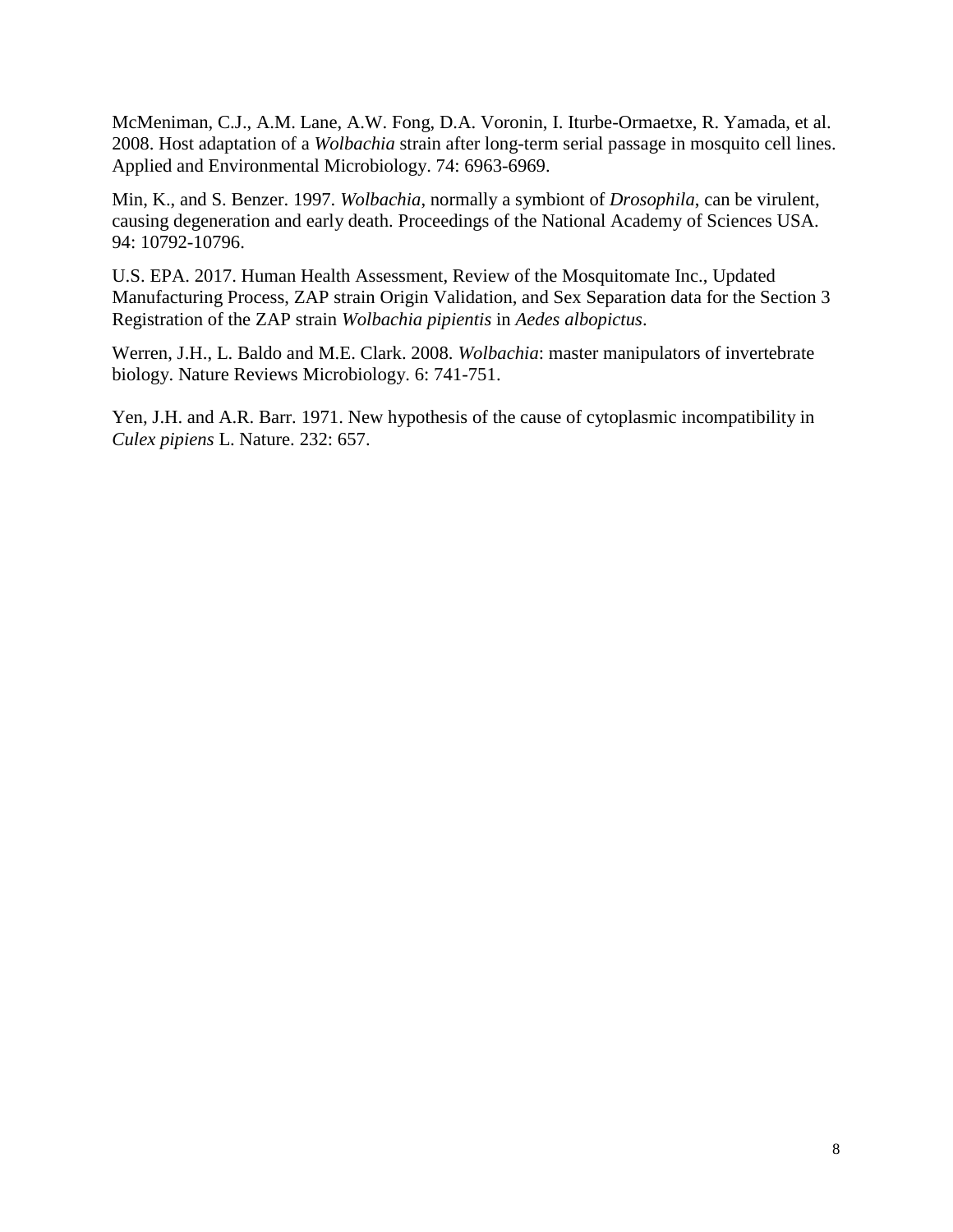McMeniman, C.J., A.M. Lane, A.W. Fong, D.A. Voronin, I. Iturbe-Ormaetxe, R. Yamada, et al. 2008. Host adaptation of a *Wolbachia* strain after long-term serial passage in mosquito cell lines. Applied and Environmental Microbiology. 74: 6963-6969.

Min, K., and S. Benzer. 1997. *Wolbachia*, normally a symbiont of *Drosophila*, can be virulent, causing degeneration and early death. Proceedings of the National Academy of Sciences USA. 94: 10792-10796.

U.S. EPA. 2017. Human Health Assessment, Review of the Mosquitomate Inc., Updated Manufacturing Process, ZAP strain Origin Validation, and Sex Separation data for the Section 3 Registration of the ZAP strain *Wolbachia pipientis* in *Aedes albopictus*.

Werren, J.H., L. Baldo and M.E. Clark. 2008. *Wolbachia*: master manipulators of invertebrate biology. Nature Reviews Microbiology. 6: 741-751.

Yen, J.H. and A.R. Barr. 1971. New hypothesis of the cause of cytoplasmic incompatibility in *Culex pipiens* L. Nature. 232: 657.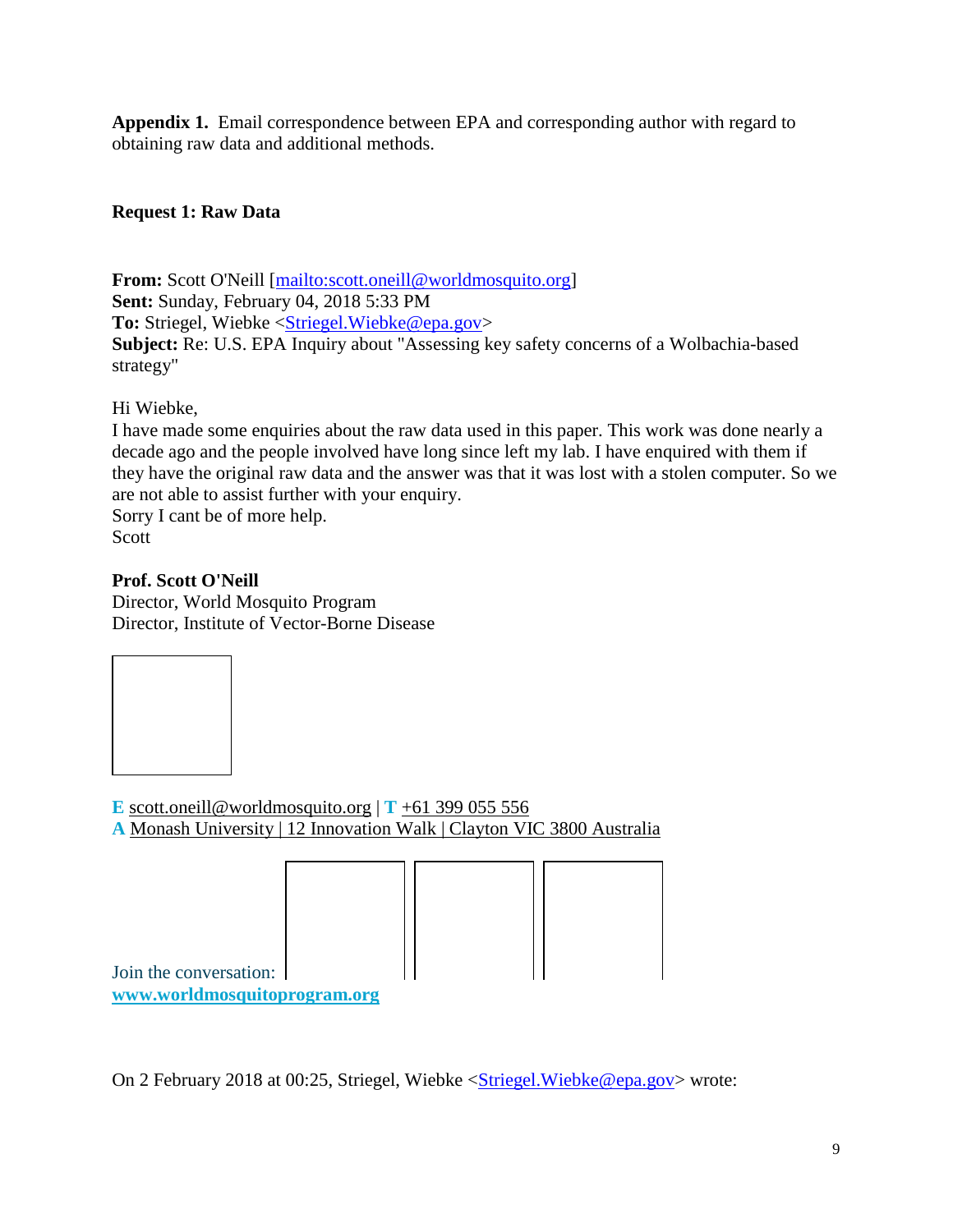**Appendix 1.** Email correspondence between EPA and corresponding author with regard to obtaining raw data and additional methods.

**Request 1: Raw Data**

**From:** Scott O'Neill [mailto:scott.oneill@worldmosquito.org]
**Sent:** Sunday, February 04, 2018 5:33 PM
**To:** Striegel, Wiebke <Striegel.Wiebke@epa.gov>
**Subject:** Re: U.S. EPA Inquiry about "Assessing key safety concerns of a Wolbachia-based strategy"

Hi Wiebke,
I have made some enquiries about the raw data used in this paper. This work was done nearly a decade ago and the people involved have long since left my lab. I have enquired with them if they have the original raw data and the answer was that it was lost with a stolen computer. So we are not able to assist further with your enquiry.
Sorry I cant be of more help.
Scott

**Prof. Scott O'Neill**
Director, World Mosquito Program
Director, Institute of Vector-Borne Disease

**E** scott.oneill@worldmosquito.org | **T** +61 399 055 556
**A** Monash University | 12 Innovation Walk | Clayton VIC 3800 Australia

Join the conversation:
**www.worldmosquitoprogram.org**

On 2 February 2018 at 00:25, Striegel, Wiebke <Striegel.Wiebke@epa.gov> wrote: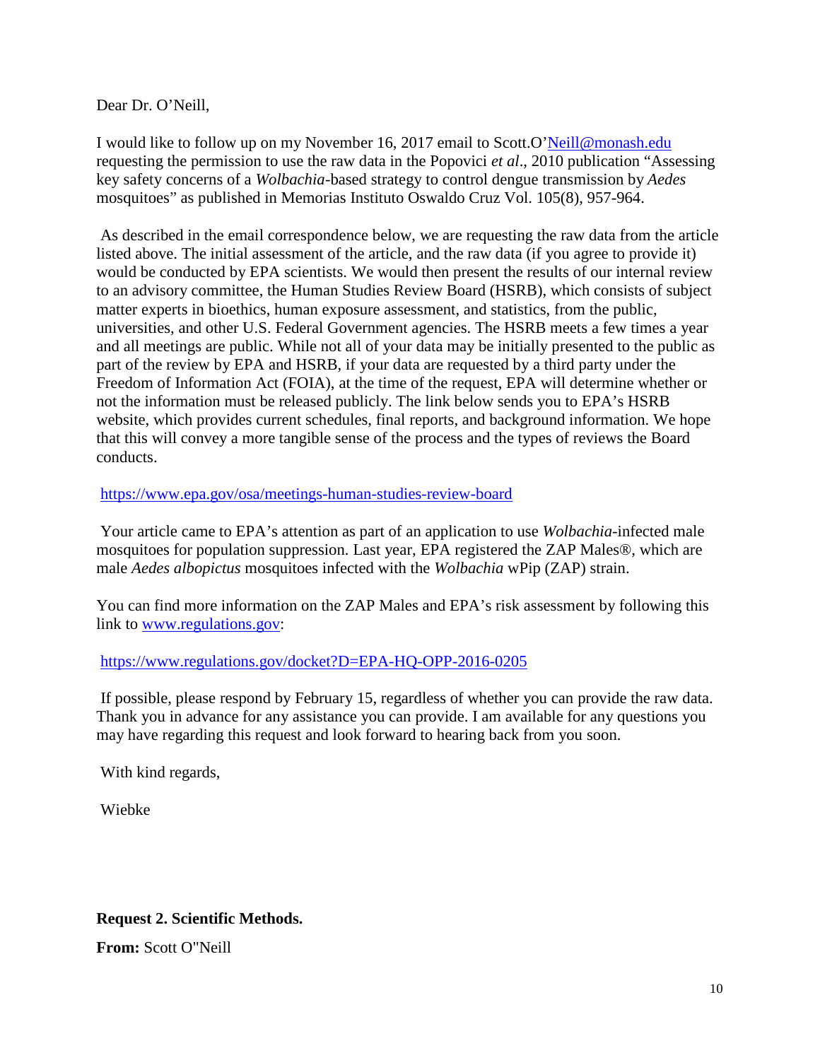Dear Dr. O'Neill,

I would like to follow up on my November 16, 2017 email to Scott.O'Neill@monash.edu requesting the permission to use the raw data in the Popovici *et al*., 2010 publication "Assessing key safety concerns of a *Wolbachia*-based strategy to control dengue transmission by *Aedes* mosquitoes" as published in Memorias Instituto Oswaldo Cruz Vol. 105(8), 957-964.

As described in the email correspondence below, we are requesting the raw data from the article listed above. The initial assessment of the article, and the raw data (if you agree to provide it) would be conducted by EPA scientists. We would then present the results of our internal review to an advisory committee, the Human Studies Review Board (HSRB), which consists of subject matter experts in bioethics, human exposure assessment, and statistics, from the public, universities, and other U.S. Federal Government agencies. The HSRB meets a few times a year and all meetings are public. While not all of your data may be initially presented to the public as part of the review by EPA and HSRB, if your data are requested by a third party under the Freedom of Information Act (FOIA), at the time of the request, EPA will determine whether or not the information must be released publicly. The link below sends you to EPA's HSRB website, which provides current schedules, final reports, and background information. We hope that this will convey a more tangible sense of the process and the types of reviews the Board conducts.

https://www.epa.gov/osa/meetings-human-studies-review-board

Your article came to EPA's attention as part of an application to use *Wolbachia*-infected male mosquitoes for population suppression. Last year, EPA registered the ZAP Males®, which are male *Aedes albopictus* mosquitoes infected with the *Wolbachia* wPip (ZAP) strain.

You can find more information on the ZAP Males and EPA's risk assessment by following this link to www.regulations.gov:

https://www.regulations.gov/docket?D=EPA-HQ-OPP-2016-0205

If possible, please respond by February 15, regardless of whether you can provide the raw data. Thank you in advance for any assistance you can provide. I am available for any questions you may have regarding this request and look forward to hearing back from you soon.

With kind regards,

Wiebke

**Request 2. Scientific Methods.**

**From:** Scott O"Neill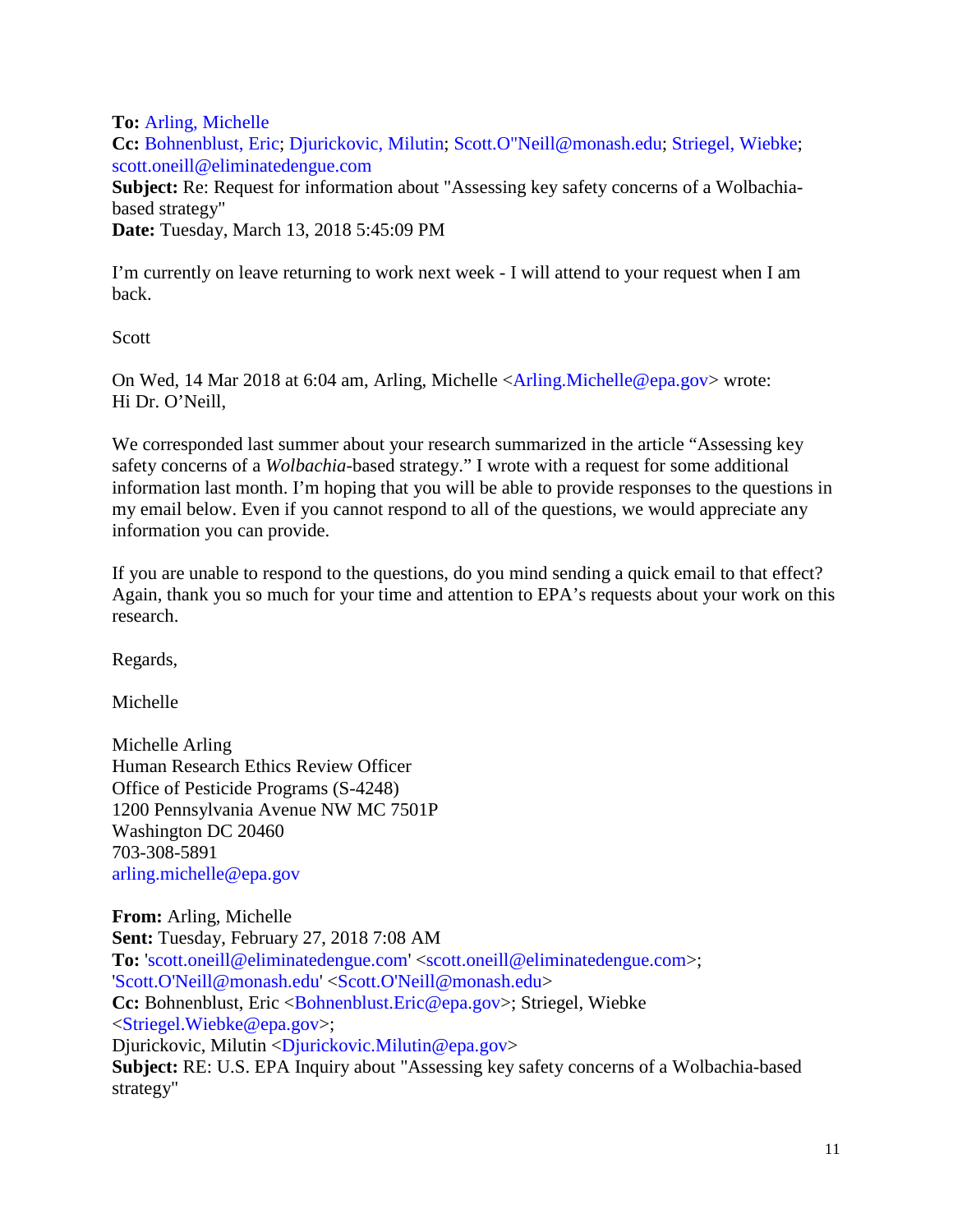**To:** Arling, Michelle
**Cc:** Bohnenblust, Eric; Djurickovic, Milutin; Scott.O"Neill@monash.edu; Striegel, Wiebke; scott.oneill@eliminatedengue.com
**Subject:** Re: Request for information about "Assessing key safety concerns of a Wolbachia-based strategy"
**Date:** Tuesday, March 13, 2018 5:45:09 PM

I'm currently on leave returning to work next week - I will attend to your request when I am back.

Scott

On Wed, 14 Mar 2018 at 6:04 am, Arling, Michelle <Arling.Michelle@epa.gov> wrote:
Hi Dr. O'Neill,

We corresponded last summer about your research summarized in the article "Assessing key safety concerns of a *Wolbachia*-based strategy." I wrote with a request for some additional information last month. I'm hoping that you will be able to provide responses to the questions in my email below. Even if you cannot respond to all of the questions, we would appreciate any information you can provide.

If you are unable to respond to the questions, do you mind sending a quick email to that effect? Again, thank you so much for your time and attention to EPA's requests about your work on this research.

Regards,

Michelle

Michelle Arling
Human Research Ethics Review Officer
Office of Pesticide Programs (S-4248)
1200 Pennsylvania Avenue NW MC 7501P
Washington DC 20460
703-308-5891
arling.michelle@epa.gov

**From:** Arling, Michelle
**Sent:** Tuesday, February 27, 2018 7:08 AM
**To:** 'scott.oneill@eliminatedengue.com' <scott.oneill@eliminatedengue.com>; 'Scott.O'Neill@monash.edu' <Scott.O'Neill@monash.edu>
**Cc:** Bohnenblust, Eric <Bohnenblust.Eric@epa.gov>; Striegel, Wiebke <Striegel.Wiebke@epa.gov>;
Djurickovic, Milutin <Djurickovic.Milutin@epa.gov>
**Subject:** RE: U.S. EPA Inquiry about "Assessing key safety concerns of a Wolbachia-based strategy"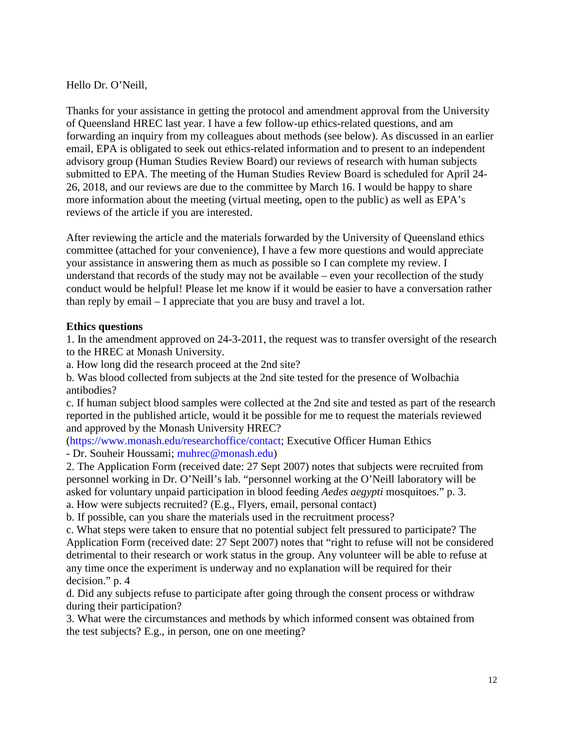Hello Dr. O'Neill,

Thanks for your assistance in getting the protocol and amendment approval from the University of Queensland HREC last year. I have a few follow-up ethics-related questions, and am forwarding an inquiry from my colleagues about methods (see below). As discussed in an earlier email, EPA is obligated to seek out ethics-related information and to present to an independent advisory group (Human Studies Review Board) our reviews of research with human subjects submitted to EPA. The meeting of the Human Studies Review Board is scheduled for April 24-26, 2018, and our reviews are due to the committee by March 16. I would be happy to share more information about the meeting (virtual meeting, open to the public) as well as EPA's reviews of the article if you are interested.

After reviewing the article and the materials forwarded by the University of Queensland ethics committee (attached for your convenience), I have a few more questions and would appreciate your assistance in answering them as much as possible so I can complete my review. I understand that records of the study may not be available – even your recollection of the study conduct would be helpful! Please let me know if it would be easier to have a conversation rather than reply by email – I appreciate that you are busy and travel a lot.

**Ethics questions**

1. In the amendment approved on 24-3-2011, the request was to transfer oversight of the research to the HREC at Monash University.
a. How long did the research proceed at the 2nd site?
b. Was blood collected from subjects at the 2nd site tested for the presence of Wolbachia antibodies?
c. If human subject blood samples were collected at the 2nd site and tested as part of the research reported in the published article, would it be possible for me to request the materials reviewed and approved by the Monash University HREC?
(https://www.monash.edu/researchoffice/contact; Executive Officer Human Ethics
- Dr. Souheir Houssami; muhrec@monash.edu)
2. The Application Form (received date: 27 Sept 2007) notes that subjects were recruited from personnel working in Dr. O'Neill's lab. "personnel working at the O'Neill laboratory will be asked for voluntary unpaid participation in blood feeding *Aedes aegypti* mosquitoes." p. 3.
a. How were subjects recruited? (E.g., Flyers, email, personal contact)
b. If possible, can you share the materials used in the recruitment process?
c. What steps were taken to ensure that no potential subject felt pressured to participate? The Application Form (received date: 27 Sept 2007) notes that "right to refuse will not be considered detrimental to their research or work status in the group. Any volunteer will be able to refuse at any time once the experiment is underway and no explanation will be required for their decision." p. 4
d. Did any subjects refuse to participate after going through the consent process or withdraw during their participation?
3. What were the circumstances and methods by which informed consent was obtained from the test subjects? E.g., in person, one on one meeting?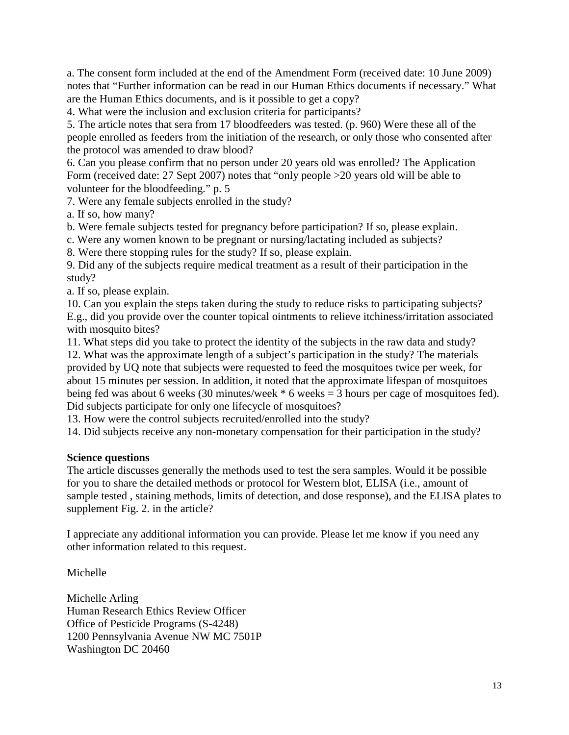a. The consent form included at the end of the Amendment Form (received date: 10 June 2009) notes that "Further information can be read in our Human Ethics documents if necessary." What are the Human Ethics documents, and is it possible to get a copy?

4. What were the inclusion and exclusion criteria for participants?

5. The article notes that sera from 17 bloodfeeders was tested. (p. 960) Were these all of the people enrolled as feeders from the initiation of the research, or only those who consented after the protocol was amended to draw blood?

6. Can you please confirm that no person under 20 years old was enrolled? The Application Form (received date: 27 Sept 2007) notes that "only people >20 years old will be able to volunteer for the bloodfeeding." p. 5

7. Were any female subjects enrolled in the study?

a. If so, how many?

b. Were female subjects tested for pregnancy before participation? If so, please explain.

c. Were any women known to be pregnant or nursing/lactating included as subjects?

8. Were there stopping rules for the study? If so, please explain.

9. Did any of the subjects require medical treatment as a result of their participation in the study?

a. If so, please explain.

10. Can you explain the steps taken during the study to reduce risks to participating subjects? E.g., did you provide over the counter topical ointments to relieve itchiness/irritation associated with mosquito bites?

11. What steps did you take to protect the identity of the subjects in the raw data and study?

12. What was the approximate length of a subject's participation in the study? The materials provided by UQ note that subjects were requested to feed the mosquitoes twice per week, for about 15 minutes per session. In addition, it noted that the approximate lifespan of mosquitoes being fed was about 6 weeks (30 minutes/week * 6 weeks = 3 hours per cage of mosquitoes fed). Did subjects participate for only one lifecycle of mosquitoes?

13. How were the control subjects recruited/enrolled into the study?

14. Did subjects receive any non-monetary compensation for their participation in the study?

**Science questions**

The article discusses generally the methods used to test the sera samples. Would it be possible for you to share the detailed methods or protocol for Western blot, ELISA (i.e., amount of sample tested , staining methods, limits of detection, and dose response), and the ELISA plates to supplement Fig. 2. in the article?

I appreciate any additional information you can provide. Please let me know if you need any other information related to this request.

Michelle

Michelle Arling
Human Research Ethics Review Officer
Office of Pesticide Programs (S-4248)
1200 Pennsylvania Avenue NW MC 7501P
Washington DC 20460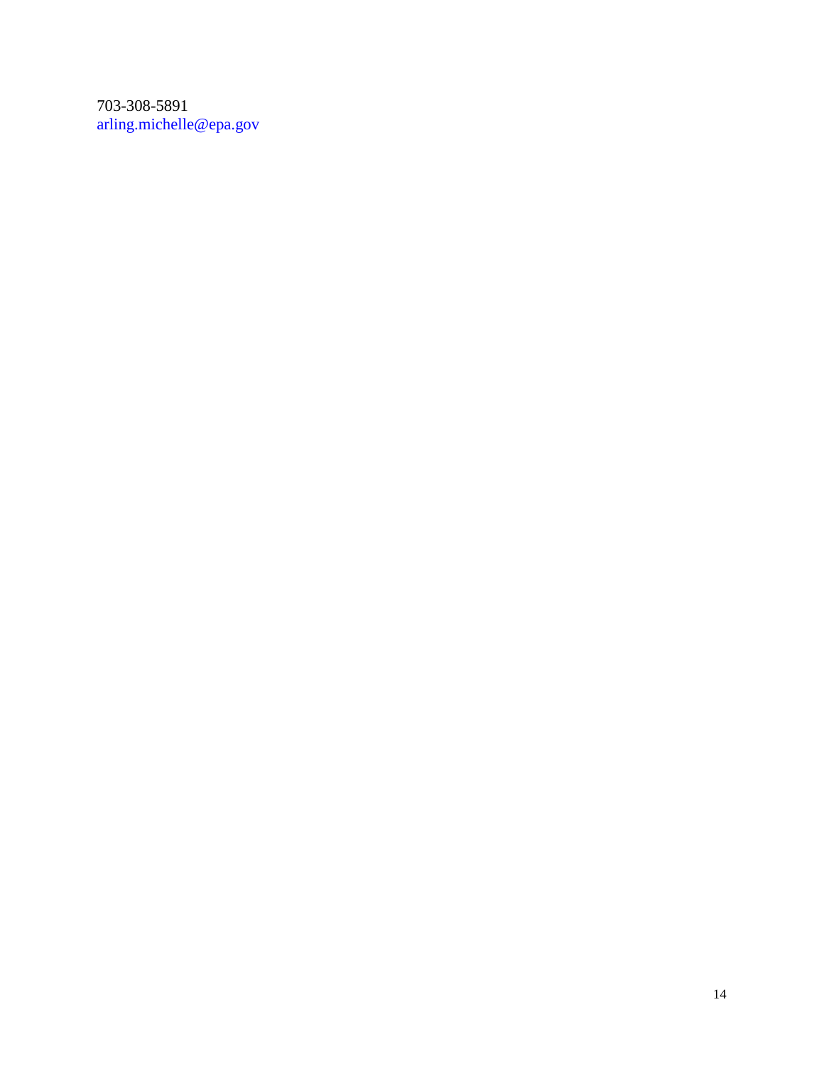703-308-5891
arling.michelle@epa.gov